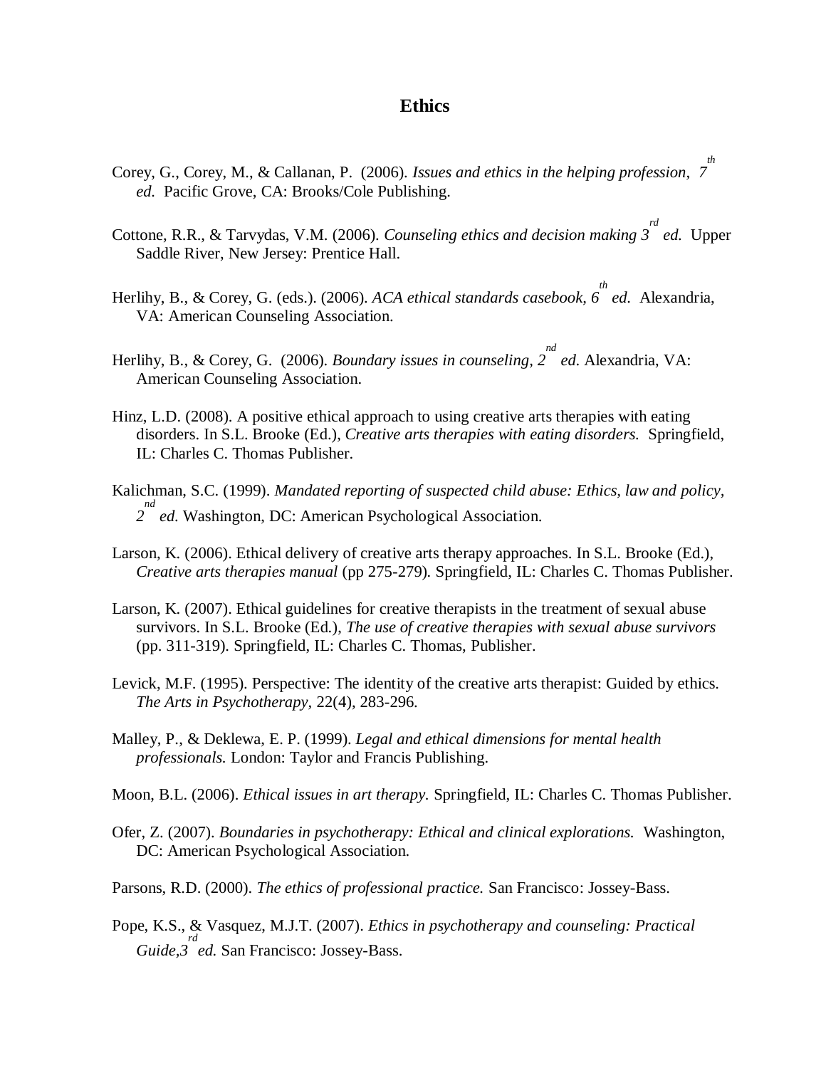# Ethics

Corey, G., Corey, M., & Callanan, P. (2006). *Issues and ethics in the helping profession, 7th ed.* Pacific Grove, CA: Brooks/Cole Publishing.

Cottone, R.R., & Tarvydas, V.M. (2006). *Counseling ethics and decision making 3rd ed.* Upper Saddle River, New Jersey: Prentice Hall.

Herlihy, B., & Corey, G. (eds.). (2006). *ACA ethical standards casebook, 6th ed.* Alexandria, VA: American Counseling Association.

Herlihy, B., & Corey, G. (2006). *Boundary issues in counseling, 2nd ed.* Alexandria, VA: American Counseling Association.

Hinz, L.D. (2008). A positive ethical approach to using creative arts therapies with eating disorders. In S.L. Brooke (Ed.), *Creative arts therapies with eating disorders.* Springfield, IL: Charles C. Thomas Publisher.

Kalichman, S.C. (1999). *Mandated reporting of suspected child abuse: Ethics, law and policy, 2nd ed.* Washington, DC: American Psychological Association.

Larson, K. (2006). Ethical delivery of creative arts therapy approaches. In S.L. Brooke (Ed.), *Creative arts therapies manual* (pp 275-279). Springfield, IL: Charles C. Thomas Publisher.

Larson, K. (2007). Ethical guidelines for creative therapists in the treatment of sexual abuse survivors. In S.L. Brooke (Ed.), *The use of creative therapies with sexual abuse survivors* (pp. 311-319). Springfield, IL: Charles C. Thomas, Publisher.

Levick, M.F. (1995). Perspective: The identity of the creative arts therapist: Guided by ethics. *The Arts in Psychotherapy,* 22(4), 283-296.

Malley, P., & Deklewa, E. P. (1999). *Legal and ethical dimensions for mental health professionals.* London: Taylor and Francis Publishing.

Moon, B.L. (2006). *Ethical issues in art therapy.* Springfield, IL: Charles C. Thomas Publisher.

Ofer, Z. (2007). *Boundaries in psychotherapy: Ethical and clinical explorations.* Washington, DC: American Psychological Association.

Parsons, R.D. (2000). *The ethics of professional practice.* San Francisco: Jossey-Bass.

Pope, K.S., & Vasquez, M.J.T. (2007). *Ethics in psychotherapy and counseling: Practical Guide,3rd ed.* San Francisco: Jossey-Bass.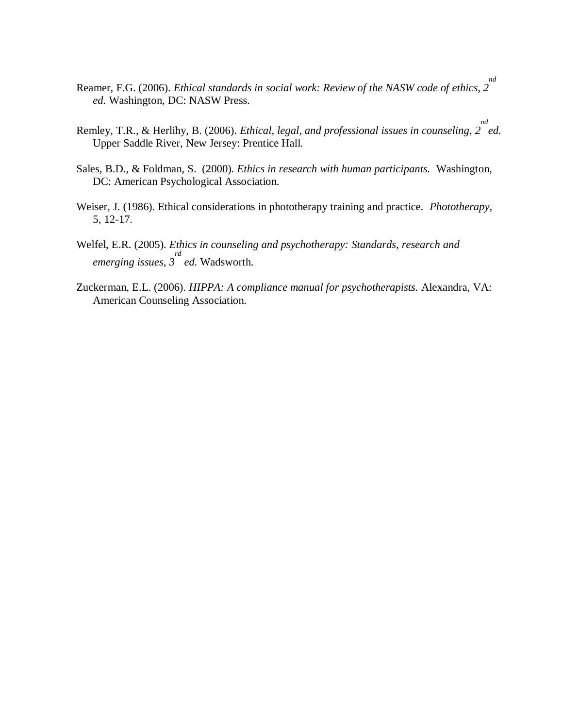Reamer, F.G. (2006). *Ethical standards in social work: Review of the NASW code of ethics, 2nd ed.* Washington, DC: NASW Press.

Remley, T.R., & Herlihy, B. (2006). *Ethical, legal, and professional issues in counseling, 2nd ed.* Upper Saddle River, New Jersey: Prentice Hall.

Sales, B.D., & Foldman, S. (2000). *Ethics in research with human participants.* Washington, DC: American Psychological Association.

Weiser, J. (1986). Ethical considerations in phototherapy training and practice. *Phototherapy,* 5, 12-17.

Welfel, E.R. (2005). *Ethics in counseling and psychotherapy: Standards, research and emerging issues, 3rd ed.* Wadsworth.

Zuckerman, E.L. (2006). *HIPPA: A compliance manual for psychotherapists.* Alexandra, VA: American Counseling Association.